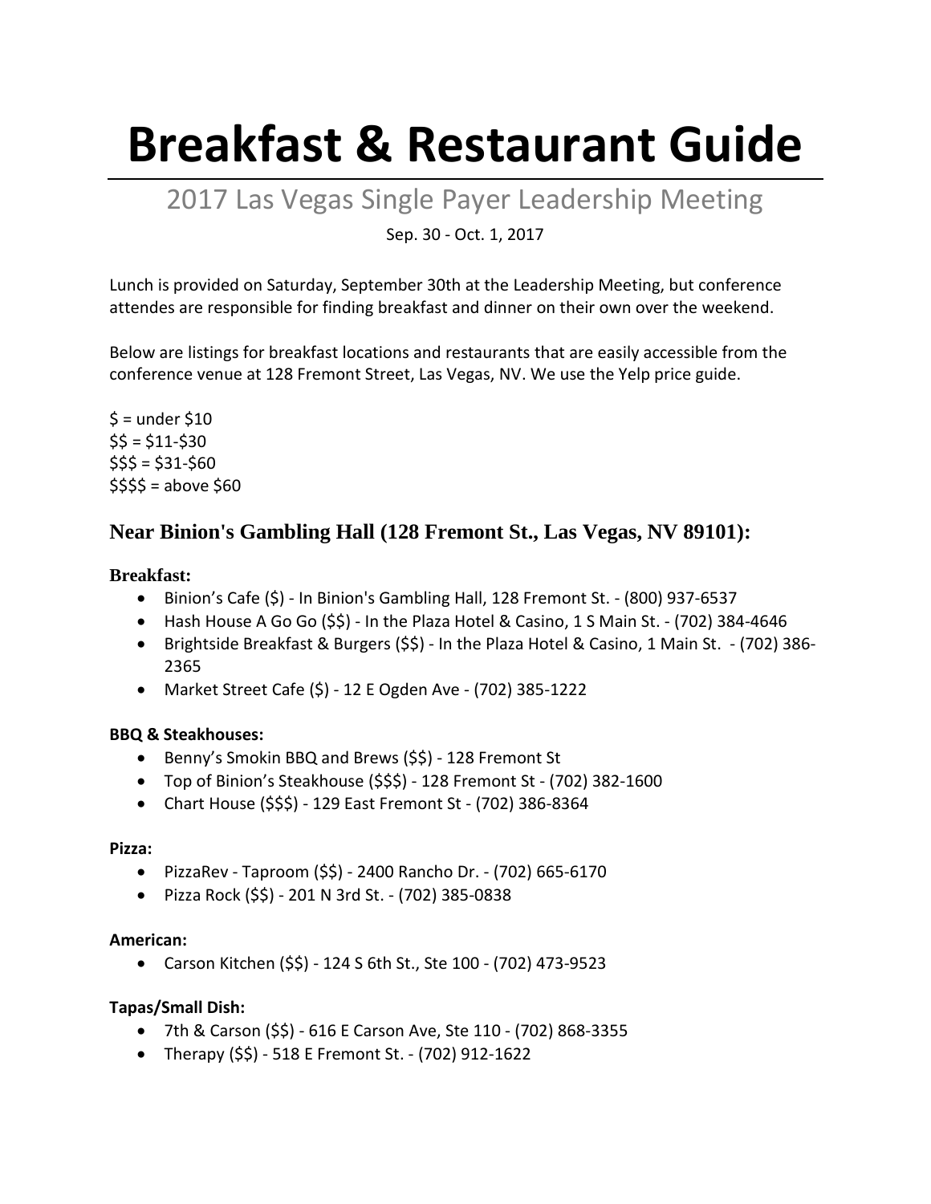# Breakfast & Restaurant Guide

## 2017 Las Vegas Single Payer Leadership Meeting

Sep. 30 - Oct. 1, 2017

Lunch is provided on Saturday, September 30th at the Leadership Meeting, but conference attendes are responsible for finding breakfast and dinner on their own over the weekend.

Below are listings for breakfast locations and restaurants that are easily accessible from the conference venue at 128 Fremont Street, Las Vegas, NV. We use the Yelp price guide.

$ = under $10
$$ = $11-$30
$$$ = $31-$60
$$$$ = above $60

## Near Binion's Gambling Hall (128 Fremont St., Las Vegas, NV 89101):

### Breakfast:

- Binion's Cafe ($) - In Binion's Gambling Hall, 128 Fremont St. - (800) 937-6537
- Hash House A Go Go ($$) - In the Plaza Hotel & Casino, 1 S Main St. - (702) 384-4646
- Brightside Breakfast & Burgers ($$) - In the Plaza Hotel & Casino, 1 Main St. - (702) 386-2365
- Market Street Cafe ($) - 12 E Ogden Ave - (702) 385-1222

**BBQ & Steakhouses:**

- Benny's Smokin BBQ and Brews ($$) - 128 Fremont St
- Top of Binion's Steakhouse ($$$) - 128 Fremont St - (702) 382-1600
- Chart House ($$$) - 129 East Fremont St - (702) 386-8364

**Pizza:**

- PizzaRev - Taproom ($$) - 2400 Rancho Dr. - (702) 665-6170
- Pizza Rock ($$) - 201 N 3rd St. - (702) 385-0838

**American:**

- Carson Kitchen ($$) - 124 S 6th St., Ste 100 - (702) 473-9523

**Tapas/Small Dish:**

- 7th & Carson ($$) - 616 E Carson Ave, Ste 110 - (702) 868-3355
- Therapy ($$) - 518 E Fremont St. - (702) 912-1622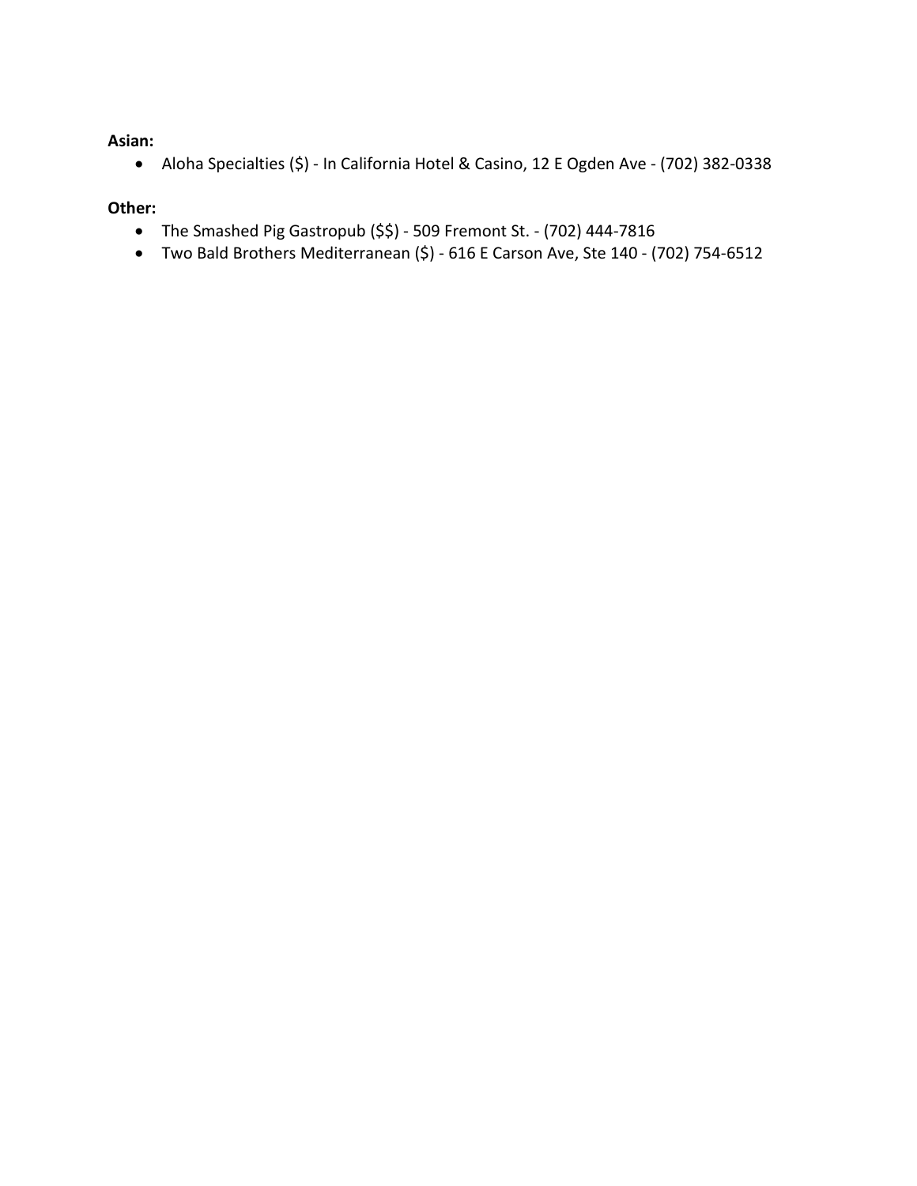**Asian:**

- Aloha Specialties ($) - In California Hotel & Casino, 12 E Ogden Ave - (702) 382-0338

**Other:**

- The Smashed Pig Gastropub ($$) - 509 Fremont St. - (702) 444-7816
- Two Bald Brothers Mediterranean ($) - 616 E Carson Ave, Ste 140 - (702) 754-6512